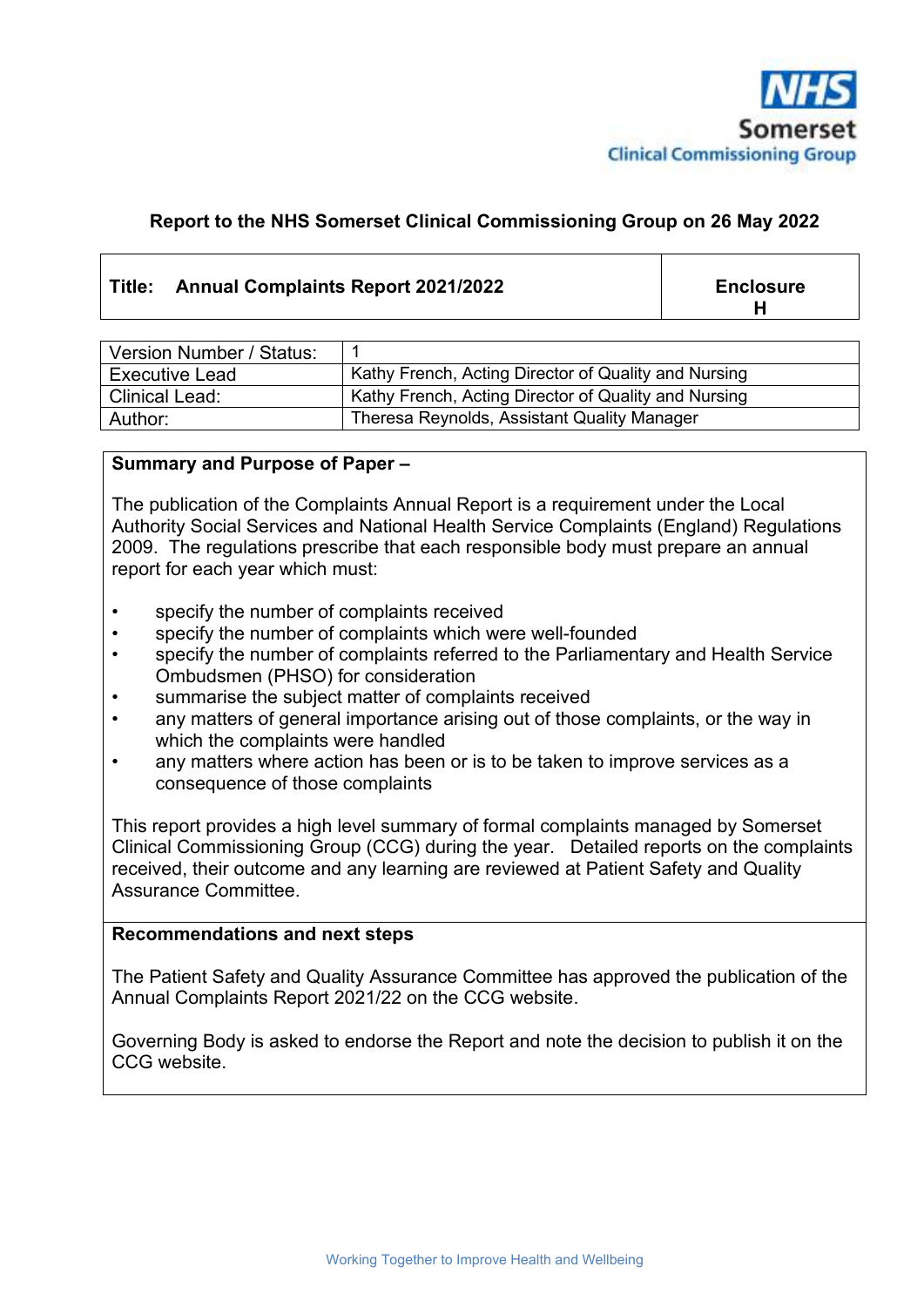NHS Somerset Clinical Commissioning Group

**Report to the NHS Somerset Clinical Commissioning Group on 26 May 2022**

| **Title: Annual Complaints Report 2021/2022** | **Enclosure H** |
|---|---|

| Version Number / Status: | 1 |
|---|---|
| Executive Lead | Kathy French, Acting Director of Quality and Nursing |
| Clinical Lead: | Kathy French, Acting Director of Quality and Nursing |
| Author: | Theresa Reynolds, Assistant Quality Manager |

**Summary and Purpose of Paper –**

The publication of the Complaints Annual Report is a requirement under the Local Authority Social Services and National Health Service Complaints (England) Regulations 2009. The regulations prescribe that each responsible body must prepare an annual report for each year which must:

- specify the number of complaints received
- specify the number of complaints which were well-founded
- specify the number of complaints referred to the Parliamentary and Health Service Ombudsmen (PHSO) for consideration
- summarise the subject matter of complaints received
- any matters of general importance arising out of those complaints, or the way in which the complaints were handled
- any matters where action has been or is to be taken to improve services as a consequence of those complaints

This report provides a high level summary of formal complaints managed by Somerset Clinical Commissioning Group (CCG) during the year. Detailed reports on the complaints received, their outcome and any learning are reviewed at Patient Safety and Quality Assurance Committee.

**Recommendations and next steps**

The Patient Safety and Quality Assurance Committee has approved the publication of the Annual Complaints Report 2021/22 on the CCG website.

Governing Body is asked to endorse the Report and note the decision to publish it on the CCG website.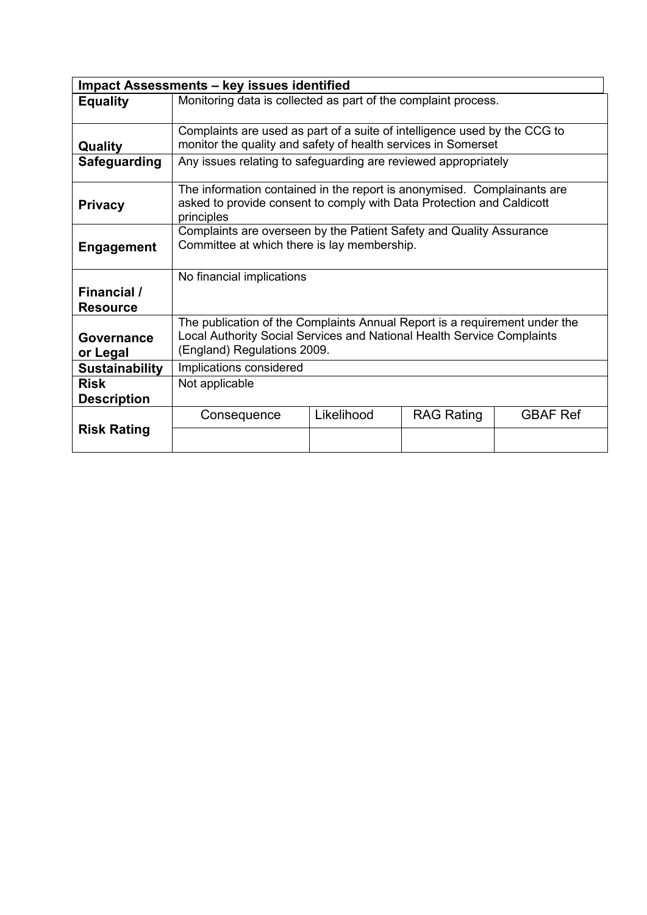| Impact Assessments – key issues identified | | | | |
|---|---|---|---|---|
| **Equality** | Monitoring data is collected as part of the complaint process. | | | |
| **Quality** | Complaints are used as part of a suite of intelligence used by the CCG to monitor the quality and safety of health services in Somerset | | | |
| **Safeguarding** | Any issues relating to safeguarding are reviewed appropriately | | | |
| **Privacy** | The information contained in the report is anonymised. Complainants are asked to provide consent to comply with Data Protection and Caldicott principles | | | |
| **Engagement** | Complaints are overseen by the Patient Safety and Quality Assurance Committee at which there is lay membership. | | | |
| **Financial / Resource** | No financial implications | | | |
| **Governance or Legal** | The publication of the Complaints Annual Report is a requirement under the Local Authority Social Services and National Health Service Complaints (England) Regulations 2009. | | | |
| **Sustainability** | Implications considered | | | |
| **Risk Description** | Not applicable | | | |
| **Risk Rating** | Consequence | Likelihood | RAG Rating | GBAF Ref |
| | | | | |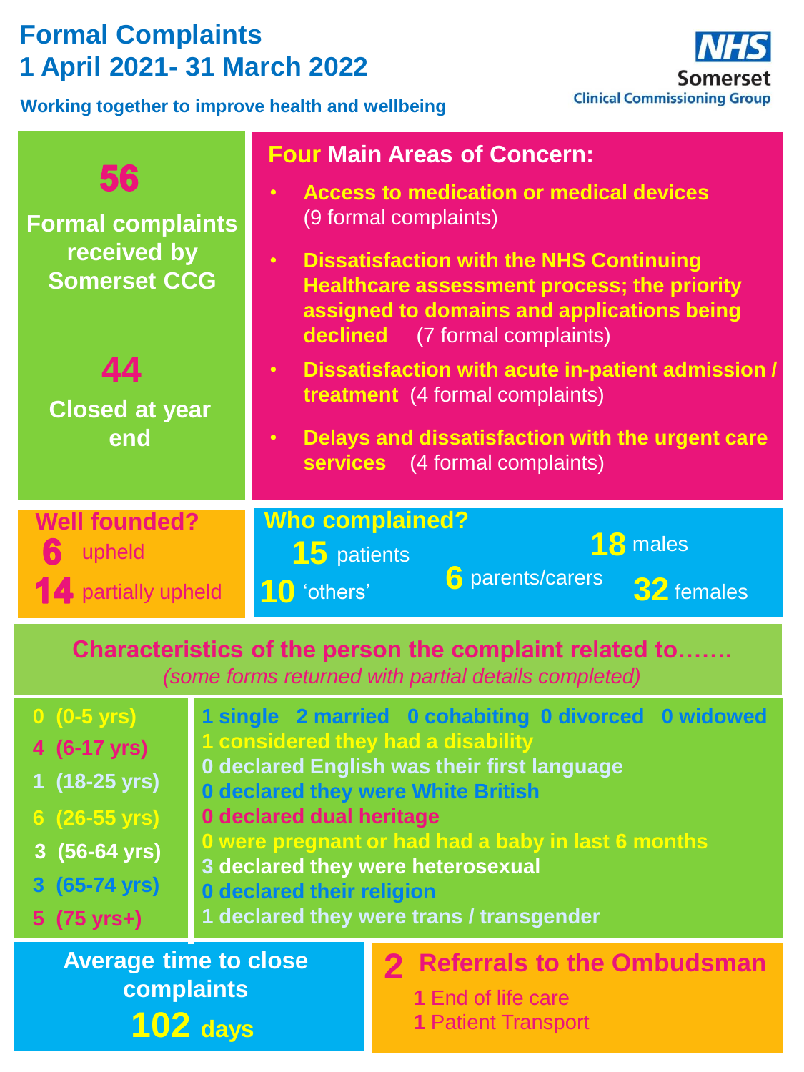# Formal Complaints
## 1 April 2021- 31 March 2022

**Working together to improve health and wellbeing**

NHS Somerset Clinical Commissioning Group

**56**

**Formal complaints received by Somerset CCG**

**44**

**Closed at year end**

## Four Main Areas of Concern:

- **Access to medication or medical devices** (9 formal complaints)
- **Dissatisfaction with the NHS Continuing Healthcare assessment process; the priority assigned to domains and applications being declined** (7 formal complaints)
- **Dissatisfaction with acute in-patient admission / treatment** (4 formal complaints)
- **Delays and dissatisfaction with the urgent care services** (4 formal complaints)

## Well founded?

**6** upheld

**14** partially upheld

## Who complained?

**15** patients

**10** 'others'

**6** parents/carers

**18** males

**32** females

## Characteristics of the person the complaint related to…….

*(some forms returned with partial details completed)*

- 0 (0-5 yrs)
- 4 (6-17 yrs)
- 1 (18-25 yrs)
- 6 (26-55 yrs)
- 3 (56-64 yrs)
- 3 (65-74 yrs)
- 5 (75 yrs+)

**1** single **2** married **0** cohabiting **0** divorced **0** widowed

**1** considered they had a disability

**0** declared English was their first language

**0** declared they were White British

**0** declared dual heritage

**0** were pregnant or had had a baby in last 6 months

**3** declared they were heterosexual

**0** declared their religion

**1** declared they were trans / transgender

## Average time to close complaints

**102 days**

## 2 Referrals to the Ombudsman

**1** End of life care

**1** Patient Transport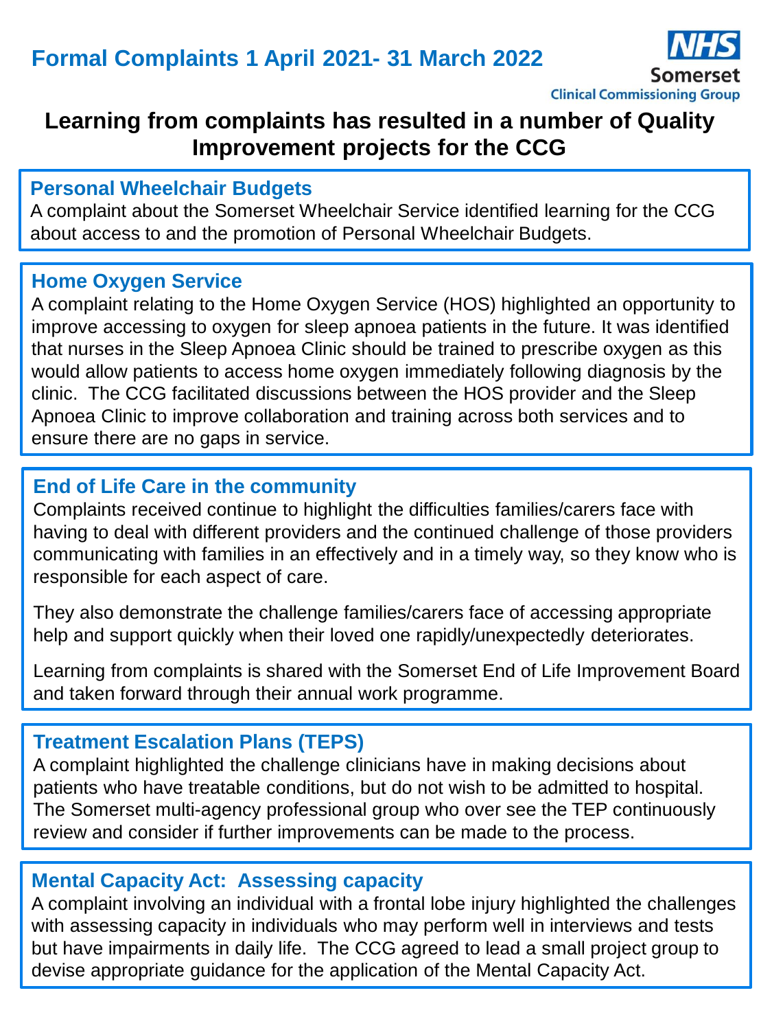# Formal Complaints 1 April 2021- 31 March 2022

NHS Somerset Clinical Commissioning Group

## Learning from complaints has resulted in a number of Quality Improvement projects for the CCG

### Personal Wheelchair Budgets

A complaint about the Somerset Wheelchair Service identified learning for the CCG about access to and the promotion of Personal Wheelchair Budgets.

### Home Oxygen Service

A complaint relating to the Home Oxygen Service (HOS) highlighted an opportunity to improve accessing to oxygen for sleep apnoea patients in the future. It was identified that nurses in the Sleep Apnoea Clinic should be trained to prescribe oxygen as this would allow patients to access home oxygen immediately following diagnosis by the clinic. The CCG facilitated discussions between the HOS provider and the Sleep Apnoea Clinic to improve collaboration and training across both services and to ensure there are no gaps in service.

### End of Life Care in the community

Complaints received continue to highlight the difficulties families/carers face with having to deal with different providers and the continued challenge of those providers communicating with families in an effectively and in a timely way, so they know who is responsible for each aspect of care.

They also demonstrate the challenge families/carers face of accessing appropriate help and support quickly when their loved one rapidly/unexpectedly deteriorates.

Learning from complaints is shared with the Somerset End of Life Improvement Board and taken forward through their annual work programme.

### Treatment Escalation Plans (TEPS)

A complaint highlighted the challenge clinicians have in making decisions about patients who have treatable conditions, but do not wish to be admitted to hospital. The Somerset multi-agency professional group who over see the TEP continuously review and consider if further improvements can be made to the process.

### Mental Capacity Act: Assessing capacity

A complaint involving an individual with a frontal lobe injury highlighted the challenges with assessing capacity in individuals who may perform well in interviews and tests but have impairments in daily life. The CCG agreed to lead a small project group to devise appropriate guidance for the application of the Mental Capacity Act.